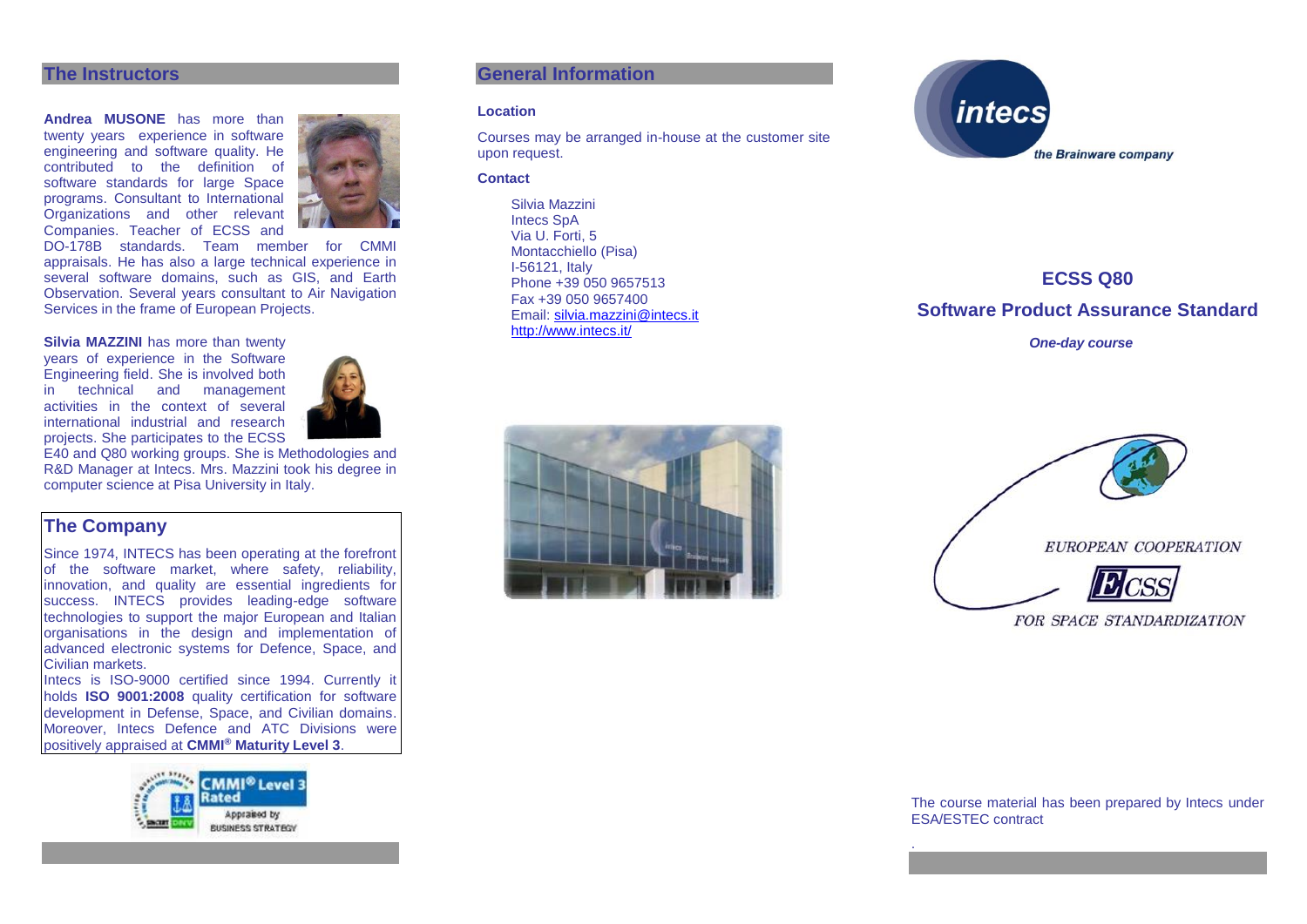## The Instructors

**Andrea MUSONE** has more than twenty years experience in software engineering and software quality. He contributed to the definition of software standards for large Space programs. Consultant to International Organizations and other relevant Companies. Teacher of ECSS and DO-178B standards. Team member for CMMI appraisals. He has also a large technical experience in several software domains, such as GIS, and Earth Observation. Several years consultant to Air Navigation Services in the frame of European Projects.

**Silvia MAZZINI** has more than twenty years of experience in the Software Engineering field. She is involved both in technical and management activities in the context of several international industrial and research projects. She participates to the ECSS E40 and Q80 working groups. She is Methodologies and R&D Manager at Intecs. Mrs. Mazzini took his degree in computer science at Pisa University in Italy.

## The Company

Since 1974, INTECS has been operating at the forefront of the software market, where safety, reliability, innovation, and quality are essential ingredients for success. INTECS provides leading-edge software technologies to support the major European and Italian organisations in the design and implementation of advanced electronic systems for Defence, Space, and Civilian markets.

Intecs is ISO-9000 certified since 1994. Currently it holds **ISO 9001:2008** quality certification for software development in Defense, Space, and Civilian domains. Moreover, Intecs Defence and ATC Divisions were positively appraised at **CMMI® Maturity Level 3**.

CMMI® Level 3 Rated

Appraised by BUSINESS STRATEGY

## General Information

**Location**

Courses may be arranged in-house at the customer site upon request.

**Contact**

Silvia Mazzini
Intecs SpA
Via U. Forti, 5
Montacchiello (Pisa)
I-56121, Italy
Phone +39 050 9657513
Fax +39 050 9657400
Email: silvia.mazzini@intecs.it
http://www.intecs.it/

intecs

*the Brainware company*

# ECSS Q80

## Software Product Assurance Standard

***One-day course***

EUROPEAN COOPERATION

ECSS

FOR SPACE STANDARDIZATION

The course material has been prepared by Intecs under ESA/ESTEC contract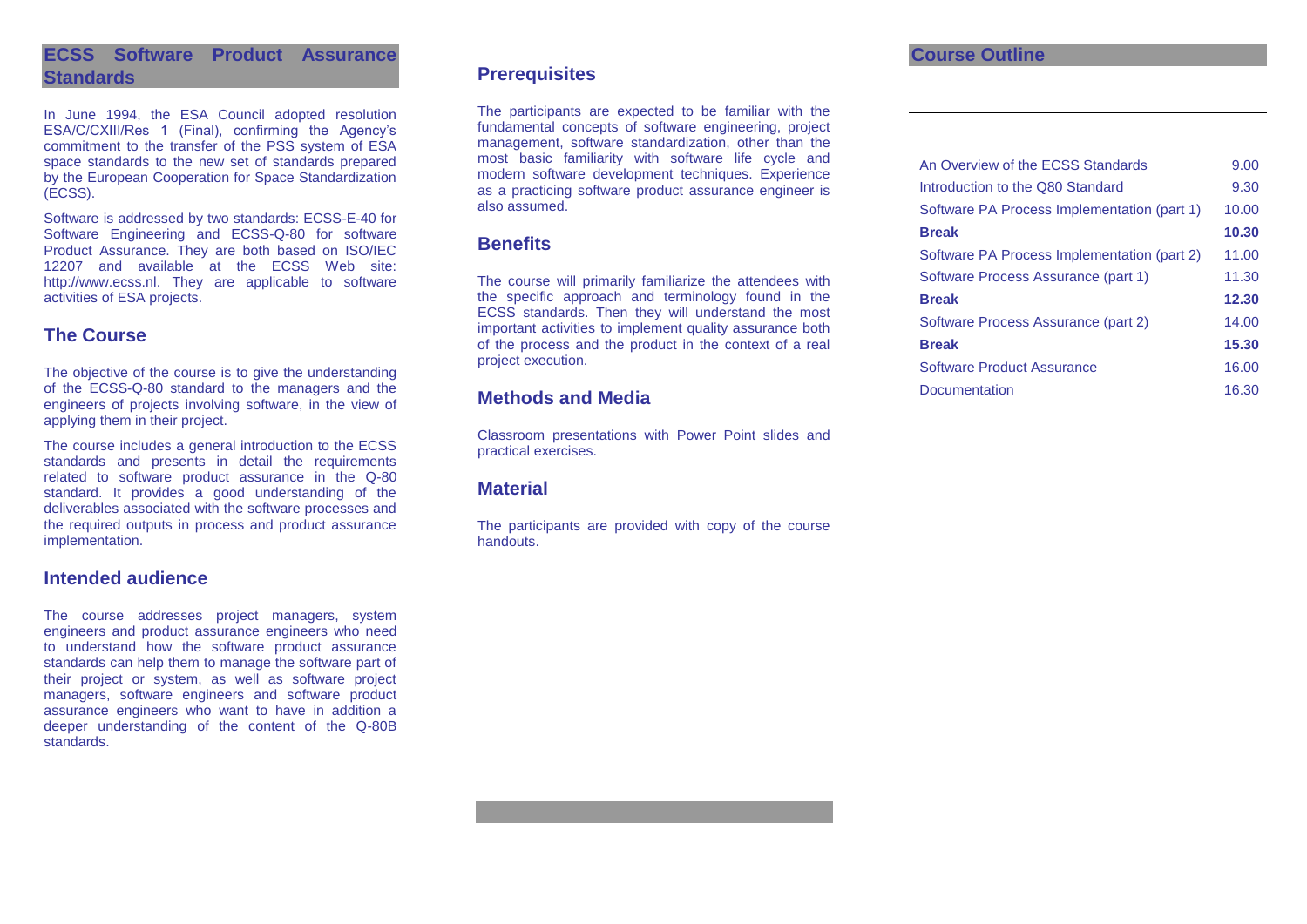## ECSS Software Product Assurance Standards

In June 1994, the ESA Council adopted resolution ESA/C/CXIII/Res 1 (Final), confirming the Agency's commitment to the transfer of the PSS system of ESA space standards to the new set of standards prepared by the European Cooperation for Space Standardization (ECSS).

Software is addressed by two standards: ECSS-E-40 for Software Engineering and ECSS-Q-80 for software Product Assurance. They are both based on ISO/IEC 12207 and available at the ECSS Web site: http://www.ecss.nl. They are applicable to software activities of ESA projects.

## The Course

The objective of the course is to give the understanding of the ECSS-Q-80 standard to the managers and the engineers of projects involving software, in the view of applying them in their project.

The course includes a general introduction to the ECSS standards and presents in detail the requirements related to software product assurance in the Q-80 standard. It provides a good understanding of the deliverables associated with the software processes and the required outputs in process and product assurance implementation.

## Intended audience

The course addresses project managers, system engineers and product assurance engineers who need to understand how the software product assurance standards can help them to manage the software part of their project or system, as well as software project managers, software engineers and software product assurance engineers who want to have in addition a deeper understanding of the content of the Q-80B standards.

## Prerequisites

The participants are expected to be familiar with the fundamental concepts of software engineering, project management, software standardization, other than the most basic familiarity with software life cycle and modern software development techniques. Experience as a practicing software product assurance engineer is also assumed.

## Benefits

The course will primarily familiarize the attendees with the specific approach and terminology found in the ECSS standards. Then they will understand the most important activities to implement quality assurance both of the process and the product in the context of a real project execution.

## Methods and Media

Classroom presentations with Power Point slides and practical exercises.

## Material

The participants are provided with copy of the course handouts.

## Course Outline

| | |
|---|---|
| An Overview of the ECSS Standards | 9.00 |
| Introduction to the Q80 Standard | 9.30 |
| Software PA Process Implementation (part 1) | 10.00 |
| **Break** | **10.30** |
| Software PA Process Implementation (part 2) | 11.00 |
| Software Process Assurance (part 1) | 11.30 |
| **Break** | **12.30** |
| Software Process Assurance (part 2) | 14.00 |
| **Break** | **15.30** |
| Software Product Assurance | 16.00 |
| Documentation | 16.30 |